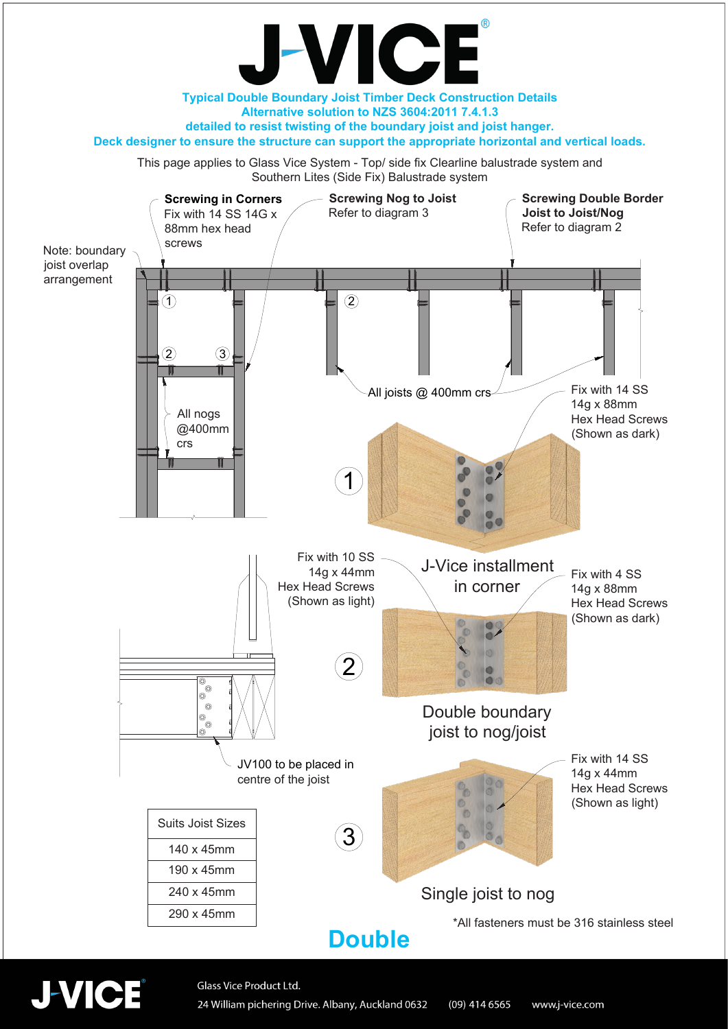# J-VICE®

**Typical Double Boundary Joist Timber Deck Construction Details**
**Alternative solution to NZS 3604:2011 7.4.1.3**
**detailed to resist twisting of the boundary joist and joist hanger.**
**Deck designer to ensure the structure can support the appropriate horizontal and vertical loads.**

This page applies to Glass Vice System - Top/ side fix Clearline balustrade system and Southern Lites (Side Fix) Balustrade system

**Screwing in Corners**
Fix with 14 SS 14G x 88mm hex head screws

**Screwing Nog to Joist**
Refer to diagram 3

**Screwing Double Border Joist to Joist/Nog**
Refer to diagram 2

Note: boundary joist overlap arrangement

All nogs @400mm crs

All joists @ 400mm crs

1

Fix with 14 SS 14g x 88mm Hex Head Screws (Shown as dark)

J-Vice installment in corner

2

Fix with 10 SS 14g x 44mm Hex Head Screws (Shown as light)

Fix with 4 SS 14g x 88mm Hex Head Screws (Shown as dark)

Double boundary joist to nog/joist

JV100 to be placed in centre of the joist

| Suits Joist Sizes |
|---|
| 140 x 45mm |
| 190 x 45mm |
| 240 x 45mm |
| 290 x 45mm |

3

Fix with 14 SS 14g x 44mm Hex Head Screws (Shown as light)

Single joist to nog

*All fasteners must be 316 stainless steel

## Double

J-VICE®

Glass Vice Product Ltd.
24 William pichering Drive. Albany, Auckland 0632 (09) 414 6565 www.j-vice.com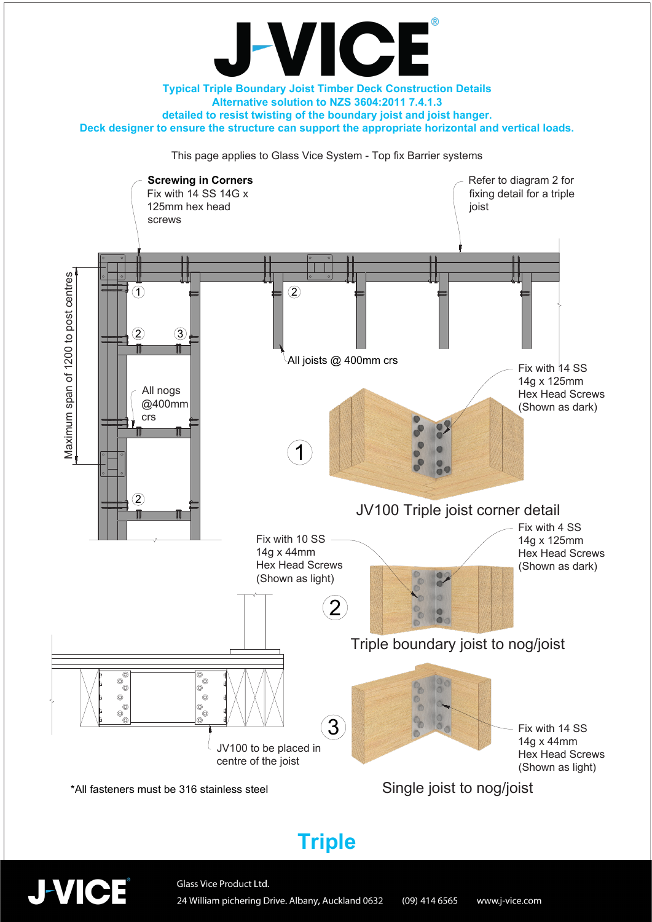# J-VICE

**Typical Triple Boundary Joist Timber Deck Construction Details**
**Alternative solution to NZS 3604:2011 7.4.1.3**
**detailed to resist twisting of the boundary joist and joist hanger.**
**Deck designer to ensure the structure can support the appropriate horizontal and vertical loads.**

This page applies to Glass Vice System - Top fix Barrier systems

**Screwing in Corners**
Fix with 14 SS 14G x 125mm hex head screws

Refer to diagram 2 for fixing detail for a triple joist

Maximum span of 1200 to post centres

All nogs @400mm crs

All joists @ 400mm crs

1

Fix with 14 SS 14g x 125mm Hex Head Screws (Shown as dark)

JV100 Triple joist corner detail

2

Fix with 10 SS 14g x 44mm Hex Head Screws (Shown as light)

Fix with 4 SS 14g x 125mm Hex Head Screws (Shown as dark)

Triple boundary joist to nog/joist

JV100 to be placed in centre of the joist

3

Fix with 14 SS 14g x 44mm Hex Head Screws (Shown as light)

Single joist to nog/joist

*All fasteners must be 316 stainless steel

## Triple

Glass Vice Product Ltd.
24 William pichering Drive. Albany, Auckland 0632 (09) 414 6565 www.j-vice.com